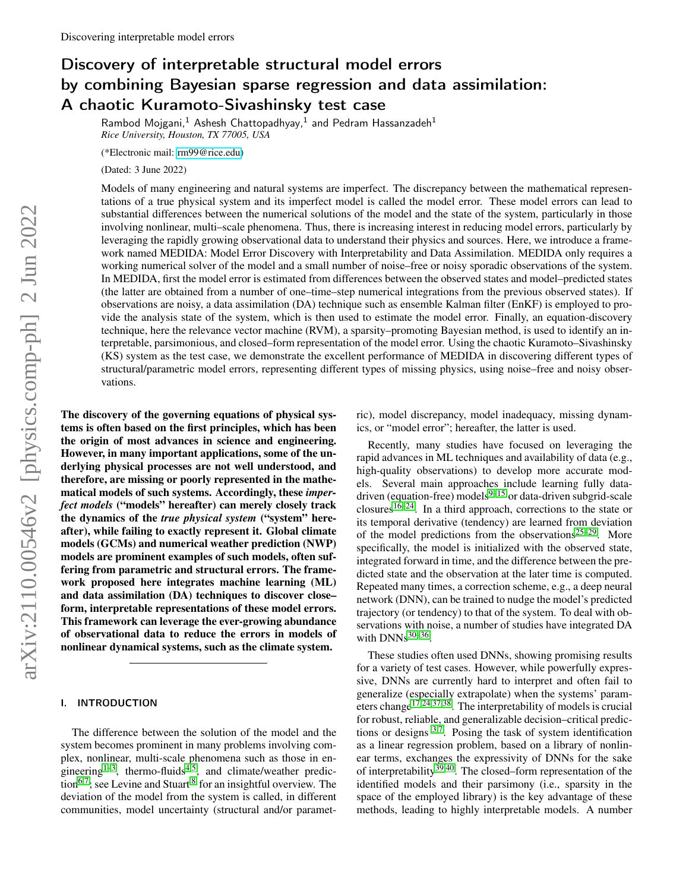# Discovery of interpretable structural model errors by combining Bayesian sparse regression and data assimilation: A chaotic Kuramoto-Sivashinsky test case

Rambod Mojgani,[1] Ashesh Chattopadhyay,[1] and Pedram Hassanzadeh[1]

*Rice University, Houston, TX 77005, USA*

(*Electronic mail: rm99@rice.edu)

(Dated: 3 June 2022)

Models of many engineering and natural systems are imperfect. The discrepancy between the mathematical representations of a true physical system and its imperfect model is called the model error. These model errors can lead to substantial differences between the numerical solutions of the model and the state of the system, particularly in those involving nonlinear, multi–scale phenomena. Thus, there is increasing interest in reducing model errors, particularly by leveraging the rapidly growing observational data to understand their physics and sources. Here, we introduce a framework named MEDIDA: Model Error Discovery with Interpretability and Data Assimilation. MEDIDA only requires a working numerical solver of the model and a small number of noise–free or noisy sporadic observations of the system. In MEDIDA, first the model error is estimated from differences between the observed states and model–predicted states (the latter are obtained from a number of one–time–step numerical integrations from the previous observed states). If observations are noisy, a data assimilation (DA) technique such as ensemble Kalman filter (EnKF) is employed to provide the analysis state of the system, which is then used to estimate the model error. Finally, an equation–discovery technique, here the relevance vector machine (RVM), a sparsity–promoting Bayesian method, is used to identify an interpretable, parsimonious, and closed–form representation of the model error. Using the chaotic Kuramoto–Sivashinsky (KS) system as the test case, we demonstrate the excellent performance of MEDIDA in discovering different types of structural/parametric model errors, representing different types of missing physics, using noise–free and noisy observations.

**The discovery of the governing equations of physical systems is often based on the first principles, which has been the origin of most advances in science and engineering. However, in many important applications, some of the underlying physical processes are not well understood, and therefore, are missing or poorly represented in the mathematical models of such systems. Accordingly, these *imperfect models* ("models" hereafter) can merely closely track the dynamics of the *true physical system* ("system" hereafter), while failing to exactly represent it. Global climate models (GCMs) and numerical weather prediction (NWP) models are prominent examples of such models, often suffering from parametric and structural errors. The framework proposed here integrates machine learning (ML) and data assimilation (DA) techniques to discover close–form, interpretable representations of these model errors. This framework can leverage the ever-growing abundance of observational data to reduce the errors in models of nonlinear dynamical systems, such as the climate system.**

## I. INTRODUCTION

The difference between the solution of the model and the system becomes prominent in many problems involving complex, nonlinear, multi-scale phenomena such as those in engineering[1–3], thermo-fluids[4,5], and climate/weather prediction[6,7]; see Levine and Stuart[8] for an insightful overview. The deviation of the model from the system is called, in different communities, model uncertainty (structural and/or parametric), model discrepancy, model inadequacy, missing dynamics, or "model error"; hereafter, the latter is used.

Recently, many studies have focused on leveraging the rapid advances in ML techniques and availability of data (e.g., high-quality observations) to develop more accurate models. Several main approaches include learning fully data-driven (equation-free) models[9–15] or data-driven subgrid-scale closures[16–24]. In a third approach, corrections to the state or its temporal derivative (tendency) are learned from deviation of the model predictions from the observations[25–29]. More specifically, the model is initialized with the observed state, integrated forward in time, and the difference between the predicted state and the observation at the later time is computed. Repeated many times, a correction scheme, e.g., a deep neural network (DNN), can be trained to nudge the model's predicted trajectory (or tendency) to that of the system. To deal with observations with noise, a number of studies have integrated DA with DNNs[30–36].

These studies often used DNNs, showing promising results for a variety of test cases. However, while powerfully expressive, DNNs are currently hard to interpret and often fail to generalize (especially extrapolate) when the systems' parameters change[17,24,37,38]. The interpretability of models is crucial for robust, reliable, and generalizable decision–critical predictions or designs [3,7]. Posing the task of system identification as a linear regression problem, based on a library of nonlinear terms, exchanges the expressivity of DNNs for the sake of interpretability[39,40]. The closed–form representation of the identified models and their parsimony (i.e., sparsity in the space of the employed library) is the key advantage of these methods, leading to highly interpretable models. A number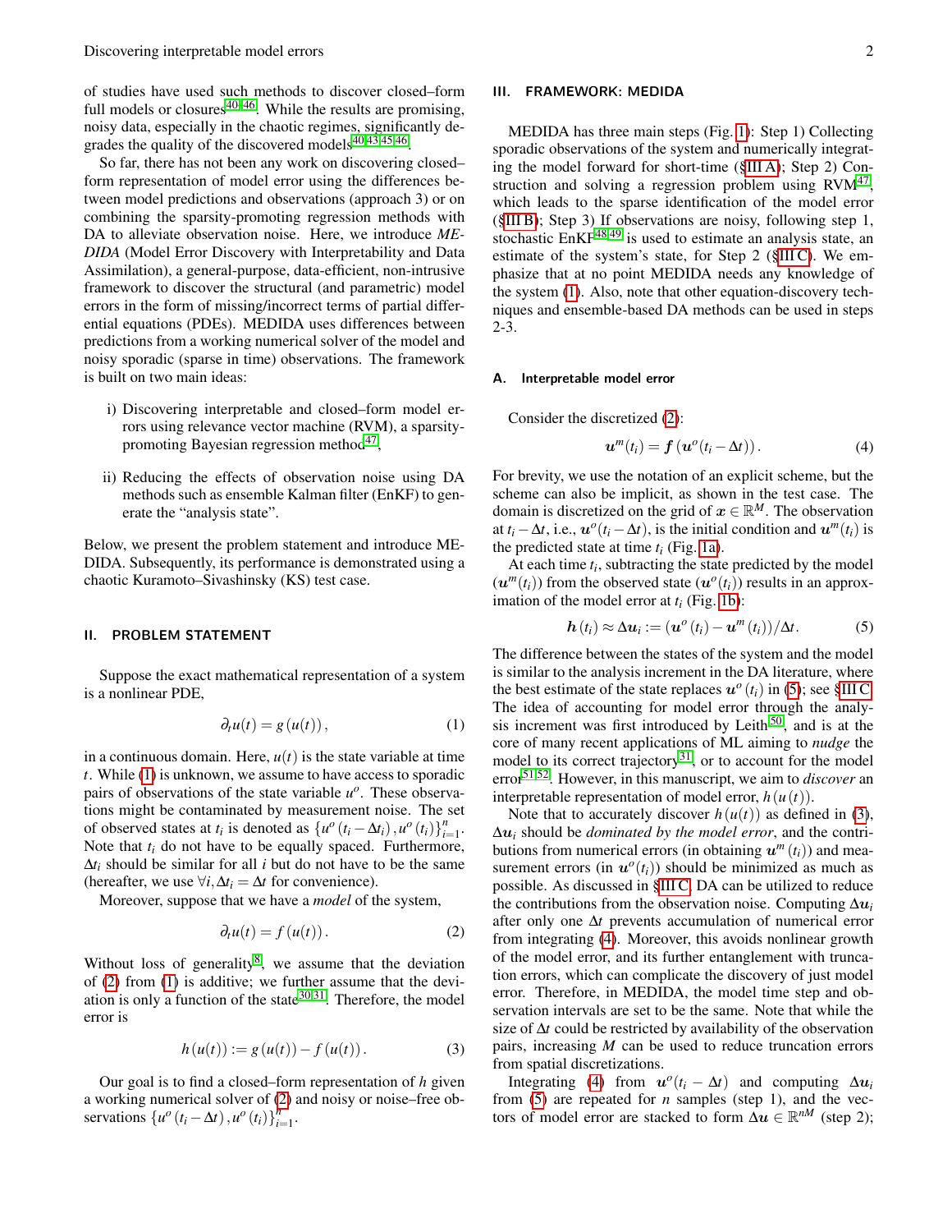of studies have used such methods to discover closed–form full models or closures[40–46]. While the results are promising, noisy data, especially in the chaotic regimes, significantly degrades the quality of the discovered models[40,43,45,46].

So far, there has not been any work on discovering closed–form representation of model error using the differences between model predictions and observations (approach 3) or on combining the sparsity-promoting regression methods with DA to alleviate observation noise. Here, we introduce *MEDIDA* (Model Error Discovery with Interpretability and Data Assimilation), a general-purpose, data-efficient, non-intrusive framework to discover the structural (and parametric) model errors in the form of missing/incorrect terms of partial differential equations (PDEs). MEDIDA uses differences between predictions from a working numerical solver of the model and noisy sporadic (sparse in time) observations. The framework is built on two main ideas:

i) Discovering interpretable and closed–form model errors using relevance vector machine (RVM), a sparsity-promoting Bayesian regression method[47],

ii) Reducing the effects of observation noise using DA methods such as ensemble Kalman filter (EnKF) to generate the "analysis state".

Below, we present the problem statement and introduce MEDIDA. Subsequently, its performance is demonstrated using a chaotic Kuramoto–Sivashinsky (KS) test case.

## II. PROBLEM STATEMENT

Suppose the exact mathematical representation of a system is a nonlinear PDE,

$$\partial_t u(t) = g\left(u(t)\right), \tag{1}$$

in a continuous domain. Here, $u(t)$ is the state variable at time $t$. While (1) is unknown, we assume to have access to sporadic pairs of observations of the state variable $u^o$. These observations might be contaminated by measurement noise. The set of observed states at $t_i$ is denoted as $\{u^o\left(t_i - \Delta t_i\right), u^o\left(t_i\right)\}_{i=1}^n$. Note that $t_i$ do not have to be equally spaced. Furthermore, $\Delta t_i$ should be similar for all $i$ but do not have to be the same (hereafter, we use $\forall i, \Delta t_i = \Delta t$ for convenience).

Moreover, suppose that we have a *model* of the system,

$$\partial_t u(t) = f\left(u(t)\right). \tag{2}$$

Without loss of generality[8], we assume that the deviation of (2) from (1) is additive; we further assume that the deviation is only a function of the state[30,31]. Therefore, the model error is

$$h\left(u(t)\right) := g\left(u(t)\right) - f\left(u(t)\right). \tag{3}$$

Our goal is to find a closed–form representation of $h$ given a working numerical solver of (2) and noisy or noise–free observations $\{u^o\left(t_i - \Delta t\right), u^o\left(t_i\right)\}_{i=1}^n$.

## III. FRAMEWORK: MEDIDA

MEDIDA has three main steps (Fig. 1): Step 1) Collecting sporadic observations of the system and numerically integrating the model forward for short-time (§III A); Step 2) Construction and solving a regression problem using RVM[47], which leads to the sparse identification of the model error (§III B); Step 3) If observations are noisy, following step 1, stochastic EnKF[48,49] is used to estimate an analysis state, an estimate of the system's state, for Step 2 (§III C). We emphasize that at no point MEDIDA needs any knowledge of the system (1). Also, note that other equation-discovery techniques and ensemble-based DA methods can be used in steps 2-3.

### A. Interpretable model error

Consider the discretized (2):

$$\boldsymbol{u}^m(t_i) = \boldsymbol{f}\left(\boldsymbol{u}^o(t_i - \Delta t)\right). \tag{4}$$

For brevity, we use the notation of an explicit scheme, but the scheme can also be implicit, as shown in the test case. The domain is discretized on the grid of $\boldsymbol{x} \in \mathbb{R}^M$. The observation at $t_i - \Delta t$, i.e., $\boldsymbol{u}^o(t_i - \Delta t)$, is the initial condition and $\boldsymbol{u}^m(t_i)$ is the predicted state at time $t_i$ (Fig. 1a).

At each time $t_i$, subtracting the state predicted by the model ($\boldsymbol{u}^m(t_i)$) from the observed state ($\boldsymbol{u}^o(t_i)$) results in an approximation of the model error at $t_i$ (Fig. 1b):

$$\boldsymbol{h}\left(t_i\right) \approx \Delta \boldsymbol{u}_i := \left(\boldsymbol{u}^o\left(t_i\right) - \boldsymbol{u}^m\left(t_i\right)\right)/\Delta t. \tag{5}$$

The difference between the states of the system and the model is similar to the analysis increment in the DA literature, where the best estimate of the state replaces $\boldsymbol{u}^o\left(t_i\right)$ in (5); see §III C. The idea of accounting for model error through the analysis increment was first introduced by Leith[50], and is at the core of many recent applications of ML aiming to *nudge* the model to its correct trajectory[31], or to account for the model error[51,52]. However, in this manuscript, we aim to *discover* an interpretable representation of model error, $h\left(u\left(t\right)\right)$.

Note that to accurately discover $h(u(t))$ as defined in (3), $\Delta \boldsymbol{u}_i$ should be *dominated by the model error*, and the contributions from numerical errors (in obtaining $\boldsymbol{u}^m\left(t_i\right)$) and measurement errors (in $\boldsymbol{u}^o(t_i)$) should be minimized as much as possible. As discussed in §III C, DA can be utilized to reduce the contributions from the observation noise. Computing $\Delta \boldsymbol{u}_i$ after only one $\Delta t$ prevents accumulation of numerical error from integrating (4). Moreover, this avoids nonlinear growth of the model error, and its further entanglement with truncation errors, which can complicate the discovery of just model error. Therefore, in MEDIDA, the model time step and observation intervals are set to be the same. Note that while the size of $\Delta t$ could be restricted by availability of the observation pairs, increasing $M$ can be used to reduce truncation errors from spatial discretizations.

Integrating (4) from $\boldsymbol{u}^o(t_i - \Delta t)$ and computing $\Delta \boldsymbol{u}_i$ from (5) are repeated for $n$ samples (step 1), and the vectors of model error are stacked to form $\Delta \boldsymbol{u} \in \mathbb{R}^{nM}$ (step 2);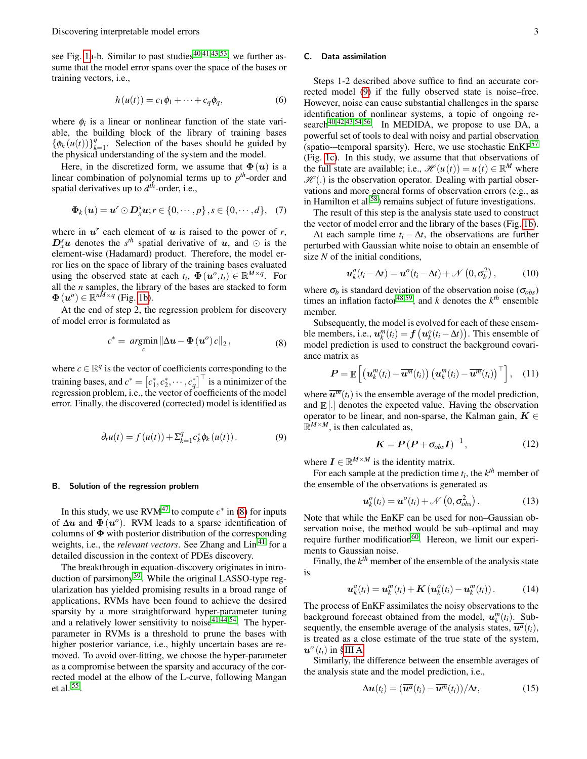see Fig. 1a-b. Similar to past studies[40,41,43,53], we further assume that the model error spans over the space of the bases or training vectors, i.e.,

$$h(u(t)) = c_1\phi_1 + \cdots + c_q\phi_q, \tag{6}$$

where $\phi_i$ is a linear or nonlinear function of the state variable, the building block of the library of training bases $\{\phi_k(u(t))\}_{k=1}^{q}$. Selection of the bases should be guided by the physical understanding of the system and the model.

Here, in the discretized form, we assume that $\boldsymbol{\Phi}(\boldsymbol{u})$ is a linear combination of polynomial terms up to $p^{th}$-order and spatial derivatives up to $d^{th}$-order, i.e.,

$$\boldsymbol{\Phi}_k(\boldsymbol{u}) = \boldsymbol{u}^r \odot \boldsymbol{D}_x^s \boldsymbol{u}; r \in \{0, \cdots, p\}, s \in \{0, \cdots, d\}, \tag{7}$$

where in $\boldsymbol{u}^r$ each element of $\boldsymbol{u}$ is raised to the power of $r$, $\boldsymbol{D}_x^s \boldsymbol{u}$ denotes the $s^{th}$ spatial derivative of $\boldsymbol{u}$, and $\odot$ is the element-wise (Hadamard) product. Therefore, the model error lies on the space of library of the training bases evaluated using the observed state at each $t_i$, $\boldsymbol{\Phi}(\boldsymbol{u}^o, t_i) \in \mathbb{R}^{M\times q}$. For all the $n$ samples, the library of the bases are stacked to form $\boldsymbol{\Phi}(\boldsymbol{u}^o) \in \mathbb{R}^{nM\times q}$ (Fig. 1b).

At the end of step 2, the regression problem for discovery of model error is formulated as

$$c^* = \underset{c}{argmin} \left\| \Delta \boldsymbol{u} - \boldsymbol{\Phi}(\boldsymbol{u}^o)\, c \right\|_2, \tag{8}$$

where $c \in \mathbb{R}^q$ is the vector of coefficients corresponding to the training bases, and $c^* = \left[c_1^*, c_2^*, \cdots, c_q^*\right]^\top$ is a minimizer of the regression problem, i.e., the vector of coefficients of the model error. Finally, the discovered (corrected) model is identified as

$$\partial_t u(t) = f(u(t)) + \Sigma_{k=1}^{q} c_k^* \phi_k(u(t)). \tag{9}$$

### B. Solution of the regression problem

In this study, we use RVM[47] to compute $c^*$ in (8) for inputs of $\Delta \boldsymbol{u}$ and $\boldsymbol{\Phi}(\boldsymbol{u}^o)$. RVM leads to a sparse identification of columns of $\boldsymbol{\Phi}$ with posterior distribution of the corresponding weights, i.e., the *relevant vectors*. See Zhang and Lin[41] for a detailed discussion in the context of PDEs discovery.

The breakthrough in equation-discovery originates in introduction of parsimony[39]. While the original LASSO-type regularization has yielded promising results in a broad range of applications, RVMs have been found to achieve the desired sparsity by a more straightforward hyper-parameter tuning and a relatively lower sensitivity to noise[41,44,54]. The hyper-parameter in RVMs is a threshold to prune the bases with higher posterior variance, i.e., highly uncertain bases are removed. To avoid over-fitting, we choose the hyper-parameter as a compromise between the sparsity and accuracy of the corrected model at the elbow of the L-curve, following Mangan et al.[55].

### C. Data assimilation

Steps 1-2 described above suffice to find an accurate corrected model (9) if the fully observed state is noise–free. However, noise can cause substantial challenges in the sparse identification of nonlinear systems, a topic of ongoing research[40,42,43,54,56]. In MEDIDA, we propose to use DA, a powerful set of tools to deal with noisy and partial observation (spatio-–temporal sparsity). Here, we use stochastic EnKF[57] (Fig. 1c). In this study, we assume that that observations of the full state are available; i.e., $\mathscr{H}(u(t)) = u(t) \in \mathbb{R}^M$ where $\mathscr{H}(.)$ is the observation operator. Dealing with partial observations and more general forms of observation errors (e.g., as in Hamilton et al.[58]) remains subject of future investigations.

The result of this step is the analysis state used to construct the vector of model error and the library of the bases (Fig. 1b).

At each sample time $t_i - \Delta t$, the observations are further perturbed with Gaussian white noise to obtain an ensemble of size $N$ of the initial conditions,

$$\boldsymbol{u}_k^o(t_i - \Delta t) = \boldsymbol{u}^o(t_i - \Delta t) + \mathcal{N}\left(0, \sigma_b^2\right), \tag{10}$$

where $\sigma_b$ is standard deviation of the observation noise ($\sigma_{obs}$) times an inflation factor[48,59], and $k$ denotes the $k^{th}$ ensemble member.

Subsequently, the model is evolved for each of these ensemble members, i.e., $\boldsymbol{u}_k^m(t_i) = \boldsymbol{f}\left(\boldsymbol{u}_k^o(t_i - \Delta t)\right)$. This ensemble of model prediction is used to construct the background covariance matrix as

$$\boldsymbol{P} = \mathbb{E}\left[\left(\boldsymbol{u}_k^m(t_i) - \overline{\boldsymbol{u}^m}(t_i)\right)\left(\boldsymbol{u}_k^m(t_i) - \overline{\boldsymbol{u}^m}(t_i)\right)^\top\right], \tag{11}$$

where $\overline{\boldsymbol{u}^m}(t_i)$ is the ensemble average of the model prediction, and $\mathbb{E}[.]$ denotes the expected value. Having the observation operator to be linear, and non-sparse, the Kalman gain, $\boldsymbol{K} \in \mathbb{R}^{M\times M}$, is then calculated as,

$$\boldsymbol{K} = \boldsymbol{P}\left(\boldsymbol{P} + \sigma_{obs}\boldsymbol{I}\right)^{-1}, \tag{12}$$

where $\boldsymbol{I} \in \mathbb{R}^{M\times M}$ is the identity matrix.

For each sample at the prediction time $t_i$, the $k^{th}$ member of the ensemble of the observations is generated as

$$\boldsymbol{u}_k^o(t_i) = \boldsymbol{u}^o(t_i) + \mathcal{N}\left(0, \sigma_{obs}^2\right). \tag{13}$$

Note that while the EnKF can be used for non–Gaussian observation noise, the method would be sub–optimal and may require further modification[60]. Hereon, we limit our experiments to Gaussian noise.

Finally, the $k^{th}$ member of the ensemble of the analysis state is

$$\boldsymbol{u}_k^a(t_i) = \boldsymbol{u}_k^m(t_i) + \boldsymbol{K}\left(\boldsymbol{u}_k^o(t_i) - \boldsymbol{u}_k^m(t_i)\right). \tag{14}$$

The process of EnKF assimilates the noisy observations to the background forecast obtained from the model, $\boldsymbol{u}_k^m(t_i)$. Subsequently, the ensemble average of the analysis states, $\overline{\boldsymbol{u}^a}(t_i)$, is treated as a close estimate of the true state of the system, $\boldsymbol{u}^o(t_i)$ in §III A.

Similarly, the difference between the ensemble averages of the analysis state and the model prediction, i.e.,

$$\Delta \boldsymbol{u}(t_i) = \left(\overline{\boldsymbol{u}^a}(t_i) - \overline{\boldsymbol{u}^m}(t_i)\right)/\Delta t, \tag{15}$$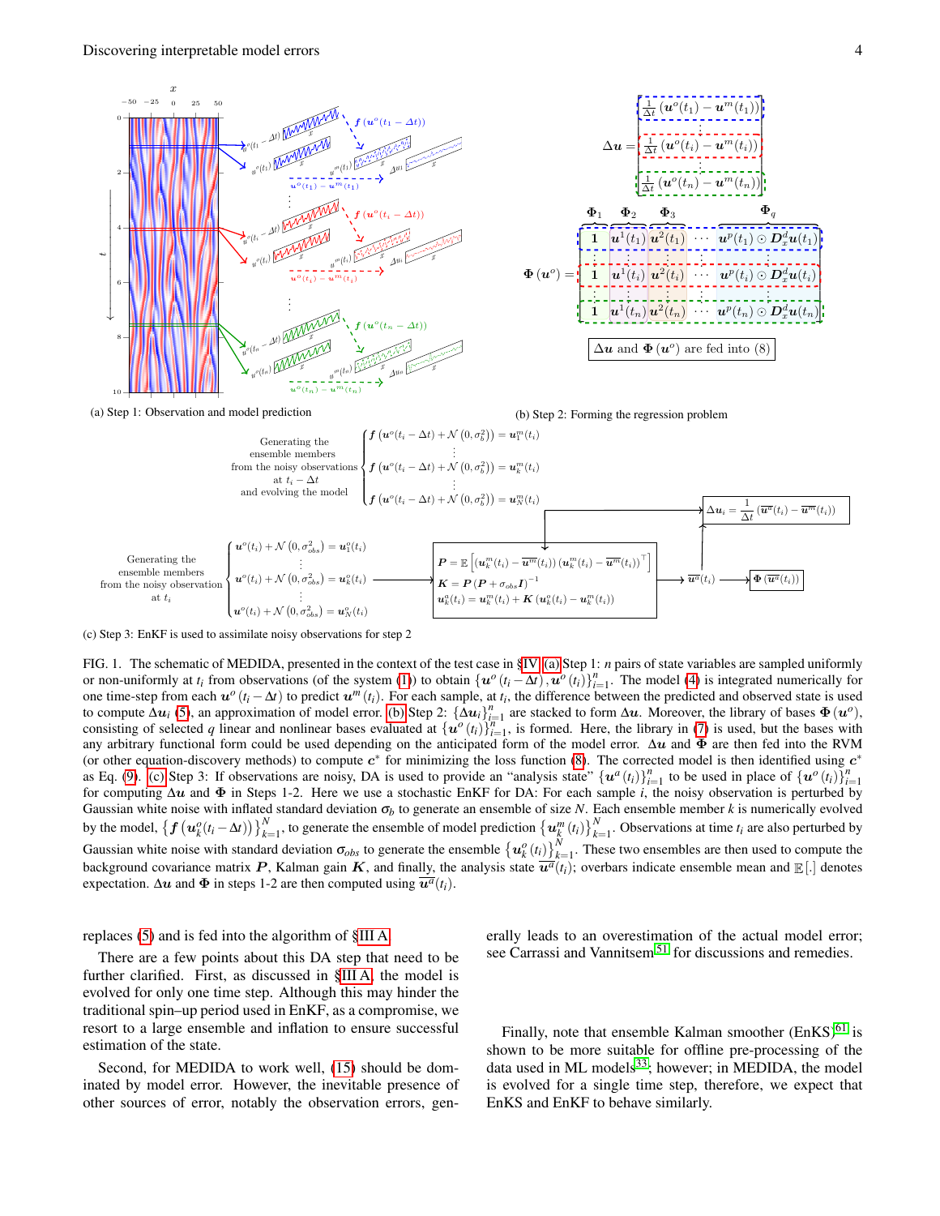(a) Step 1: Observation and model prediction

(b) Step 2: Forming the regression problem

(c) Step 3: EnKF is used to assimilate noisy observations for step 2

FIG. 1. The schematic of MEDIDA, presented in the context of the test case in §IV. (a) Step 1: $n$ pairs of state variables are sampled uniformly or non-uniformly at $t_i$ from observations (of the system (1)) to obtain $\{\boldsymbol{u}^o(t_i - \Delta t), \boldsymbol{u}^o(t_i)\}_{i=1}^n$. The model (4) is integrated numerically for one time-step from each $\boldsymbol{u}^o(t_i - \Delta t)$ to predict $\boldsymbol{u}^m(t_i)$. For each sample, at $t_i$, the difference between the predicted and observed state is used to compute $\Delta \boldsymbol{u}_i$ (5), an approximation of model error. (b) Step 2: $\{\Delta \boldsymbol{u}_i\}_{i=1}^n$ are stacked to form $\Delta \boldsymbol{u}$. Moreover, the library of bases $\boldsymbol{\Phi}(\boldsymbol{u}^o)$, consisting of selected $q$ linear and nonlinear bases evaluated at $\{\boldsymbol{u}^o(t_i)\}_{i=1}^n$, is formed. Here, the library in (7) is used, but the bases with any arbitrary functional form could be used depending on the anticipated form of the model error. $\Delta \boldsymbol{u}$ and $\boldsymbol{\Phi}$ are then fed into the RVM (or other equation-discovery methods) to compute $\boldsymbol{c}^*$ for minimizing the loss function (8). The corrected model is then identified using $\boldsymbol{c}^*$ as Eq. (9). (c) Step 3: If observations are noisy, DA is used to provide an "analysis state" $\{\boldsymbol{u}^a(t_i)\}_{i=1}^n$ to be used in place of $\{\boldsymbol{u}^o(t_i)\}_{i=1}^n$ for computing $\Delta \boldsymbol{u}$ and $\boldsymbol{\Phi}$ in Steps 1-2. Here we use a stochastic EnKF for DA: For each sample $i$, the noisy observation is perturbed by Gaussian white noise with inflated standard deviation $\boldsymbol{\sigma}_b$ to generate an ensemble of size $N$. Each ensemble member $k$ is numerically evolved by the model, $\left\{\boldsymbol{f}\left(\boldsymbol{u}_k^o(t_i - \Delta t)\right)\right\}_{k=1}^N$, to generate the ensemble of model prediction $\left\{\boldsymbol{u}_k^m(t_i)\right\}_{k=1}^N$. Observations at time $t_i$ are also perturbed by Gaussian white noise with standard deviation $\boldsymbol{\sigma}_{obs}$ to generate the ensemble $\left\{\boldsymbol{u}_k^o(t_i)\right\}_{k=1}^N$. These two ensembles are then used to compute the background covariance matrix $\boldsymbol{P}$, Kalman gain $\boldsymbol{K}$, and finally, the analysis state $\overline{\boldsymbol{u}^a}(t_i)$; overbars indicate ensemble mean and $\mathbb{E}[.]$ denotes expectation. $\Delta \boldsymbol{u}$ and $\boldsymbol{\Phi}$ in steps 1-2 are then computed using $\overline{\boldsymbol{u}^a}(t_i)$.

replaces (5) and is fed into the algorithm of §III A.

There are a few points about this DA step that need to be further clarified. First, as discussed in §III A, the model is evolved for only one time step. Although this may hinder the traditional spin–up period used in EnKF, as a compromise, we resort to a large ensemble and inflation to ensure successful estimation of the state.

Second, for MEDIDA to work well, (15) should be dominated by model error. However, the inevitable presence of other sources of error, notably the observation errors, generally leads to an overestimation of the actual model error; see Carrassi and Vannitsem[51] for discussions and remedies.

Finally, note that ensemble Kalman smoother (EnKS)[61] is shown to be more suitable for offline pre-processing of the data used in ML models[33]; however, in MEDIDA, the model is evolved for a single time step, therefore, we expect that EnKS and EnKF to behave similarly.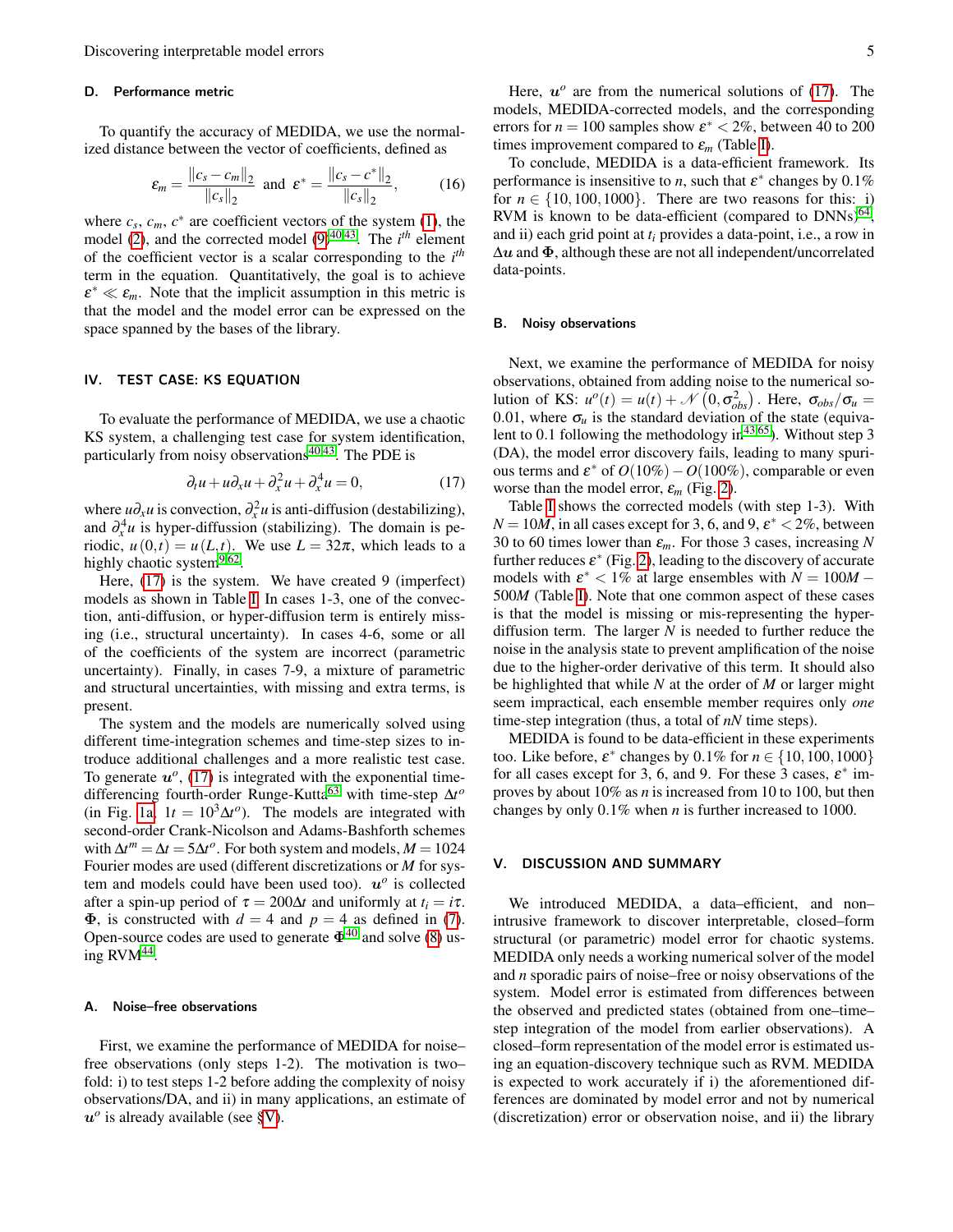### D. Performance metric

To quantify the accuracy of MEDIDA, we use the normalized distance between the vector of coefficients, defined as

$$\varepsilon_m = \frac{\|c_s - c_m\|_2}{\|c_s\|_2} \quad \text{and} \quad \varepsilon^* = \frac{\|c_s - c^*\|_2}{\|c_s\|_2}, \tag{16}$$

where $c_s$, $c_m$, $c^*$ are coefficient vectors of the system (1), the model (2), and the corrected model (9)[40,43]. The $i^{th}$ element of the coefficient vector is a scalar corresponding to the $i^{th}$ term in the equation. Quantitatively, the goal is to achieve $\varepsilon^* \ll \varepsilon_m$. Note that the implicit assumption in this metric is that the model and the model error can be expressed on the space spanned by the bases of the library.

## IV. TEST CASE: KS EQUATION

To evaluate the performance of MEDIDA, we use a chaotic KS system, a challenging test case for system identification, particularly from noisy observations[40,43]. The PDE is

$$\partial_t u + u\partial_x u + \partial_x^2 u + \partial_x^4 u = 0, \tag{17}$$

where $u\partial_x u$ is convection, $\partial_x^2 u$ is anti-diffusion (destabilizing), and $\partial_x^4 u$ is hyper-diffusion (stabilizing). The domain is periodic, $u(0,t) = u(L,t)$. We use $L = 32\pi$, which leads to a highly chaotic system[9,62].

Here, (17) is the system. We have created 9 (imperfect) models as shown in Table I. In cases 1-3, one of the convection, anti-diffusion, or hyper-diffusion term is entirely missing (i.e., structural uncertainty). In cases 4-6, some or all of the coefficients of the system are incorrect (parametric uncertainty). Finally, in cases 7-9, a mixture of parametric and structural uncertainties, with missing and extra terms, is present.

The system and the models are numerically solved using different time-integration schemes and time-step sizes to introduce additional challenges and a more realistic test case. To generate $\boldsymbol{u}^o$, (17) is integrated with the exponential time-differencing fourth-order Runge-Kutta[63] with time-step $\Delta t^o$ (in Fig. 1a, $1t = 10^3 \Delta t^o$). The models are integrated with second-order Crank-Nicolson and Adams-Bashforth schemes with $\Delta t^m = \Delta t = 5\Delta t^o$. For both system and models, $M = 1024$ Fourier modes are used (different discretizations or $M$ for system and models could have been used too). $\boldsymbol{u}^o$ is collected after a spin-up period of $\tau = 200\Delta t$ and uniformly at $t_i = i\tau$. $\boldsymbol{\Phi}$, is constructed with $d = 4$ and $p = 4$ as defined in (7). Open-source codes are used to generate $\boldsymbol{\Phi}$[40] and solve (8) using RVM[44].

### A. Noise–free observations

First, we examine the performance of MEDIDA for noise–free observations (only steps 1-2). The motivation is two–fold: i) to test steps 1-2 before adding the complexity of noisy observations/DA, and ii) in many applications, an estimate of $\boldsymbol{u}^o$ is already available (see §V).

Here, $\boldsymbol{u}^o$ are from the numerical solutions of (17). The models, MEDIDA-corrected models, and the corresponding errors for $n = 100$ samples show $\varepsilon^* < 2\%$, between 40 to 200 times improvement compared to $\varepsilon_m$ (Table I).

To conclude, MEDIDA is a data-efficient framework. Its performance is insensitive to $n$, such that $\varepsilon^*$ changes by 0.1% for $n \in \{10, 100, 1000\}$. There are two reasons for this: i) RVM is known to be data-efficient (compared to DNNs)[64], and ii) each grid point at $t_i$ provides a data-point, i.e., a row in $\Delta\boldsymbol{u}$ and $\boldsymbol{\Phi}$, although these are not all independent/uncorrelated data-points.

### B. Noisy observations

Next, we examine the performance of MEDIDA for noisy observations, obtained from adding noise to the numerical solution of KS: $u^o(t) = u(t) + \mathcal{N}\left(0, \sigma_{obs}^2\right)$. Here, $\sigma_{obs}/\sigma_u = 0.01$, where $\sigma_u$ is the standard deviation of the state (equivalent to 0.1 following the methodology in[43,65]). Without step 3 (DA), the model error discovery fails, leading to many spurious terms and $\varepsilon^*$ of $O(10\%) - O(100\%)$, comparable or even worse than the model error, $\varepsilon_m$ (Fig. 2).

Table I shows the corrected models (with step 1-3). With $N = 10M$, in all cases except for 3, 6, and 9, $\varepsilon^* < 2\%$, between 30 to 60 times lower than $\varepsilon_m$. For those 3 cases, increasing $N$ further reduces $\varepsilon^*$ (Fig. 2), leading to the discovery of accurate models with $\varepsilon^* < 1\%$ at large ensembles with $N = 100M - 500M$ (Table I). Note that one common aspect of these cases is that the model is missing or mis-representing the hyper-diffusion term. The larger $N$ is needed to further reduce the noise in the analysis state to prevent amplification of the noise due to the higher-order derivative of this term. It should also be highlighted that while $N$ at the order of $M$ or larger might seem impractical, each ensemble member requires only *one* time-step integration (thus, a total of $nN$ time steps).

MEDIDA is found to be data-efficient in these experiments too. Like before, $\varepsilon^*$ changes by 0.1% for $n \in \{10, 100, 1000\}$ for all cases except for 3, 6, and 9. For these 3 cases, $\varepsilon^*$ improves by about 10% as $n$ is increased from 10 to 100, but then changes by only 0.1% when $n$ is further increased to 1000.

## V. DISCUSSION AND SUMMARY

We introduced MEDIDA, a data–efficient, and non–intrusive framework to discover interpretable, closed–form structural (or parametric) model error for chaotic systems. MEDIDA only needs a working numerical solver of the model and $n$ sporadic pairs of noise–free or noisy observations of the system. Model error is estimated from differences between the observed and predicted states (obtained from one–time–step integration of the model from earlier observations). A closed–form representation of the model error is estimated using an equation-discovery technique such as RVM. MEDIDA is expected to work accurately if i) the aforementioned differences are dominated by model error and not by numerical (discretization) error or observation noise, and ii) the library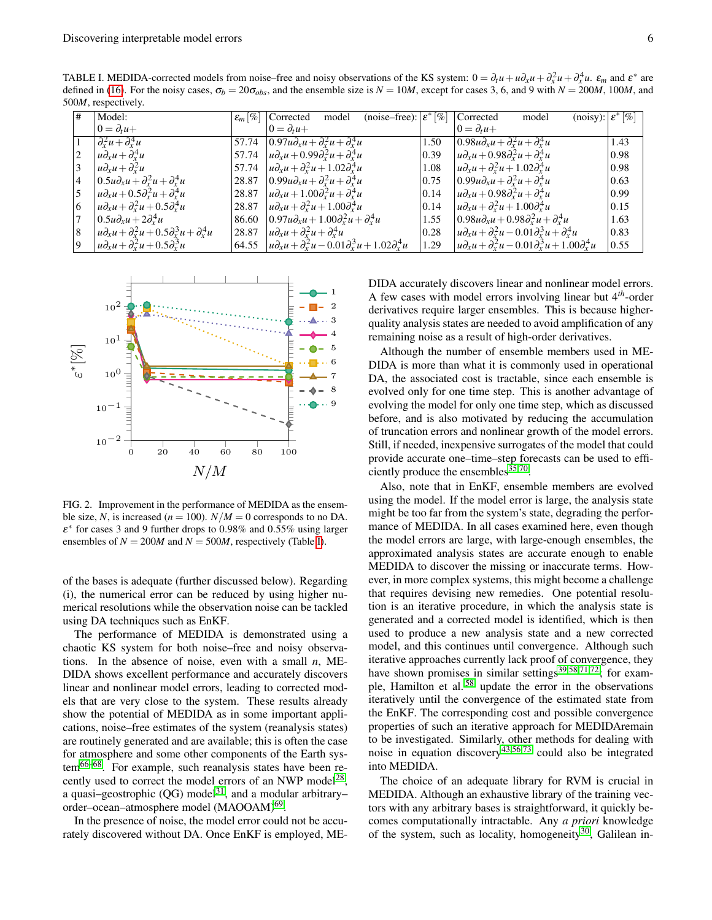TABLE I. MEDIDA-corrected models from noise–free and noisy observations of the KS system: $0 = \partial_t u + u\partial_x u + \partial_x^2 u + \partial_x^4 u$. $\varepsilon_m$ and $\varepsilon^*$ are defined in (16). For the noisy cases, $\sigma_b = 20\sigma_{obs}$, and the ensemble size is $N = 10M$, except for cases 3, 6, and 9 with $N = 200M$, $100M$, and $500M$, respectively.

| # | Model: $0 = \partial_t u +$ | $\varepsilon_m\,[\%]$ | Corrected model (noise–free): $0 = \partial_t u +$ | $\varepsilon^*\,[\%]$ | Corrected model (noisy): $0 = \partial_t u +$ | $\varepsilon^*\,[\%]$ |
|---|---|---|---|---|---|---|
| 1 | $\partial_x^2 u + \partial_x^4 u$ | 57.74 | $0.97u\partial_x u + \partial_x^2 u + \partial_x^4 u$ | 1.50 | $0.98u\partial_x u + \partial_x^2 u + \partial_x^4 u$ | 1.43 |
| 2 | $u\partial_x u + \partial_x^4 u$ | 57.74 | $u\partial_x u + 0.99\partial_x^2 u + \partial_x^4 u$ | 0.39 | $u\partial_x u + 0.98\partial_x^2 u + \partial_x^4 u$ | 0.98 |
| 3 | $u\partial_x u + \partial_x^2 u$ | 57.74 | $u\partial_x u + \partial_x^2 u + 1.02\partial_x^4 u$ | 1.08 | $u\partial_x u + \partial_x^2 u + 1.02\partial_x^4 u$ | 0.98 |
| 4 | $0.5u\partial_x u + \partial_x^2 u + \partial_x^4 u$ | 28.87 | $0.99u\partial_x u + \partial_x^2 u + \partial_x^4 u$ | 0.75 | $0.99u\partial_x u + \partial_x^2 u + \partial_x^4 u$ | 0.63 |
| 5 | $u\partial_x u + 0.5\partial_x^2 u + \partial_x^4 u$ | 28.87 | $u\partial_x u + 1.00\partial_x^2 u + \partial_x^4 u$ | 0.14 | $u\partial_x u + 0.98\partial_x^2 u + \partial_x^4 u$ | 0.99 |
| 6 | $u\partial_x u + \partial_x^2 u + 0.5\partial_x^4 u$ | 28.87 | $u\partial_x u + \partial_x^2 u + 1.00\partial_x^4 u$ | 0.14 | $u\partial_x u + \partial_x^2 u + 1.00\partial_x^4 u$ | 0.15 |
| 7 | $0.5u\partial_x u + 2\partial_x^4 u$ | 86.60 | $0.97u\partial_x u + 1.00\partial_x^2 u + \partial_x^4 u$ | 1.55 | $0.98u\partial_x u + 0.98\partial_x^2 u + \partial_x^4 u$ | 1.63 |
| 8 | $u\partial_x u + \partial_x^2 u + 0.5\partial_x^3 u + \partial_x^4 u$ | 28.87 | $u\partial_x u + \partial_x^2 u + \partial_x^4 u$ | 0.28 | $u\partial_x u + \partial_x^2 u - 0.01\partial_x^3 u + \partial_x^4 u$ | 0.83 |
| 9 | $u\partial_x u + \partial_x^2 u + 0.5\partial_x^3 u$ | 64.55 | $u\partial_x u + \partial_x^2 u - 0.01\partial_x^3 u + 1.02\partial_x^4 u$ | 1.29 | $u\partial_x u + \partial_x^2 u - 0.01\partial_x^3 u + 1.00\partial_x^4 u$ | 0.55 |

FIG. 2. Improvement in the performance of MEDIDA as the ensemble size, $N$, is increased ($n = 100$). $N/M = 0$ corresponds to no DA. $\varepsilon^*$ for cases 3 and 9 further drops to 0.98% and 0.55% using larger ensembles of $N = 200M$ and $N = 500M$, respectively (Table I).

of the bases is adequate (further discussed below). Regarding (i), the numerical error can be reduced by using higher numerical resolutions while the observation noise can be tackled using DA techniques such as EnKF.

The performance of MEDIDA is demonstrated using a chaotic KS system for both noise–free and noisy observations. In the absence of noise, even with a small $n$, MEDIDA shows excellent performance and accurately discovers linear and nonlinear model errors, leading to corrected models that are very close to the system. These results already show the potential of MEDIDA as in some important applications, noise–free estimates of the system (reanalysis states) are routinely generated and are available; this is often the case for atmosphere and some other components of the Earth system[66–68]. For example, such reanalysis states have been recently used to correct the model errors of an NWP model[28], a quasi–geostrophic (QG) model[31], and a modular arbitrary–order–ocean–atmosphere model (MAOOAM)[69].

In the presence of noise, the model error could not be accurately discovered without DA. Once EnKF is employed, MEDIDA accurately discovers linear and nonlinear model errors. A few cases with model errors involving linear but $4^{th}$-order derivatives require larger ensembles. This is because higher-quality analysis states are needed to avoid amplification of any remaining noise as a result of high-order derivatives.

Although the number of ensemble members used in MEDIDA is more than what it is commonly used in operational DA, the associated cost is tractable, since each ensemble is evolved only for one time step. This is another advantage of evolving the model for only one time step, which as discussed before, and is also motivated by reducing the accumulation of truncation errors and nonlinear growth of the model errors. Still, if needed, inexpensive surrogates of the model that could provide accurate one–time–step forecasts can be used to efficiently produce the ensembles[35,70].

Also, note that in EnKF, ensemble members are evolved using the model. If the model error is large, the analysis state might be too far from the system's state, degrading the performance of MEDIDA. In all cases examined here, even though the model errors are large, with large-enough ensembles, the approximated analysis states are accurate enough to enable MEDIDA to discover the missing or inaccurate terms. However, in more complex systems, this might become a challenge that requires devising new remedies. One potential resolution is an iterative procedure, in which the analysis state is generated and a corrected model is identified, which is then used to produce a new analysis state and a new corrected model, and this continues until convergence. Although such iterative approaches currently lack proof of convergence, they have shown promises in similar settings[39,58,71,72]; for example, Hamilton et al.[58] update the error in the observations iteratively until the convergence of the estimated state from the EnKF. The corresponding cost and possible convergence properties of such an iterative approach for MEDIDAremain to be investigated. Similarly, other methods for dealing with noise in equation discovery[43,56,73] could also be integrated into MEDIDA.

The choice of an adequate library for RVM is crucial in MEDIDA. Although an exhaustive library of the training vectors with any arbitrary bases is straightforward, it quickly becomes computationally intractable. Any *a priori* knowledge of the system, such as locality, homogeneity[30], Galilean in-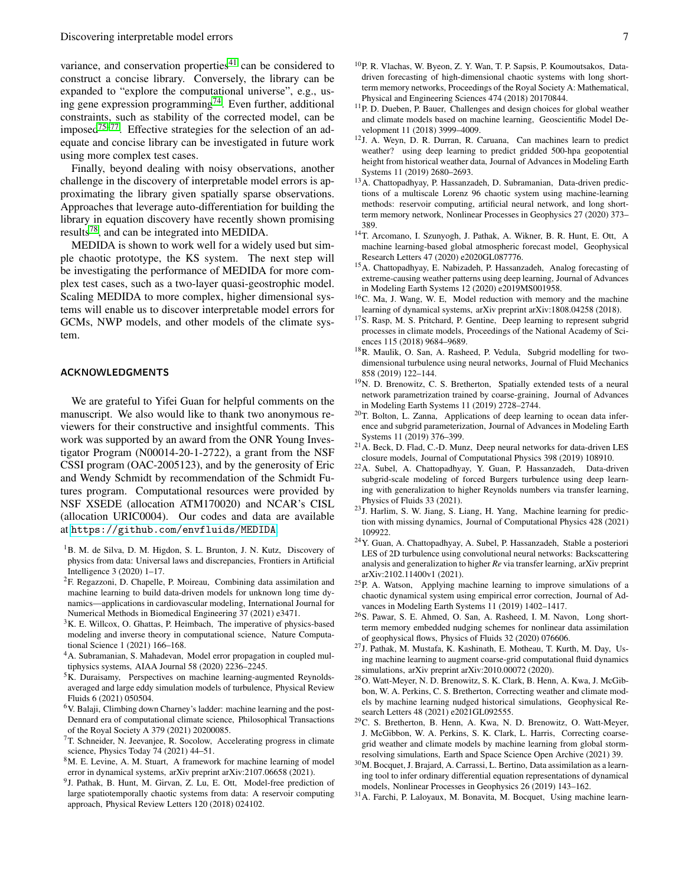variance, and conservation properties[41] can be considered to construct a concise library. Conversely, the library can be expanded to "explore the computational universe", e.g., using gene expression programming[74]. Even further, additional constraints, such as stability of the corrected model, can be imposed[75–77]. Effective strategies for the selection of an adequate and concise library can be investigated in future work using more complex test cases.

Finally, beyond dealing with noisy observations, another challenge in the discovery of interpretable model errors is approximating the library given spatially sparse observations. Approaches that leverage auto-differentiation for building the library in equation discovery have recently shown promising results[78], and can be integrated into MEDIDA.

MEDIDA is shown to work well for a widely used but simple chaotic prototype, the KS system. The next step will be investigating the performance of MEDIDA for more complex test cases, such as a two-layer quasi-geostrophic model. Scaling MEDIDA to more complex, higher dimensional systems will enable us to discover interpretable model errors for GCMs, NWP models, and other models of the climate system.

## ACKNOWLEDGMENTS

We are grateful to Yifei Guan for helpful comments on the manuscript. We also would like to thank two anonymous reviewers for their constructive and insightful comments. This work was supported by an award from the ONR Young Investigator Program (N00014-20-1-2722), a grant from the NSF CSSI program (OAC-2005123), and by the generosity of Eric and Wendy Schmidt by recommendation of the Schmidt Futures program. Computational resources were provided by NSF XSEDE (allocation ATM170020) and NCAR's CISL (allocation URIC0004). Our codes and data are available at https://github.com/envfluids/MEDIDA.

[1] B. M. de Silva, D. M. Higdon, S. L. Brunton, J. N. Kutz, Discovery of physics from data: Universal laws and discrepancies, Frontiers in Artificial Intelligence 3 (2020) 1–17.

[2] F. Regazzoni, D. Chapelle, P. Moireau, Combining data assimilation and machine learning to build data-driven models for unknown long time dynamics—applications in cardiovascular modeling, International Journal for Numerical Methods in Biomedical Engineering 37 (2021) e3471.

[3] K. E. Willcox, O. Ghattas, P. Heimbach, The imperative of physics-based modeling and inverse theory in computational science, Nature Computational Science 1 (2021) 166–168.

[4] A. Subramanian, S. Mahadevan, Model error propagation in coupled multiphysics systems, AIAA Journal 58 (2020) 2236–2245.

[5] K. Duraisamy, Perspectives on machine learning-augmented Reynolds-averaged and large eddy simulation models of turbulence, Physical Review Fluids 6 (2021) 050504.

[6] V. Balaji, Climbing down Charney's ladder: machine learning and the post-Dennard era of computational climate science, Philosophical Transactions of the Royal Society A 379 (2021) 20200085.

[7] T. Schneider, N. Jeevanjee, R. Socolow, Accelerating progress in climate science, Physics Today 74 (2021) 44–51.

[8] M. E. Levine, A. M. Stuart, A framework for machine learning of model error in dynamical systems, arXiv preprint arXiv:2107.06658 (2021).

[9] J. Pathak, B. Hunt, M. Girvan, Z. Lu, E. Ott, Model-free prediction of large spatiotemporally chaotic systems from data: A reservoir computing approach, Physical Review Letters 120 (2018) 024102.

[10] P. R. Vlachas, W. Byeon, Z. Y. Wan, T. P. Sapsis, P. Koumoutsakos, Data-driven forecasting of high-dimensional chaotic systems with long short-term memory networks, Proceedings of the Royal Society A: Mathematical, Physical and Engineering Sciences 474 (2018) 20170844.

[11] P. D. Dueben, P. Bauer, Challenges and design choices for global weather and climate models based on machine learning, Geoscientific Model Development 11 (2018) 3999–4009.

[12] J. A. Weyn, D. R. Durran, R. Caruana, Can machines learn to predict weather? using deep learning to predict gridded 500-hpa geopotential height from historical weather data, Journal of Advances in Modeling Earth Systems 11 (2019) 2680–2693.

[13] A. Chattopadhyay, P. Hassanzadeh, D. Subramanian, Data-driven predictions of a multiscale Lorenz 96 chaotic system using machine-learning methods: reservoir computing, artificial neural network, and long short-term memory network, Nonlinear Processes in Geophysics 27 (2020) 373–389.

[14] T. Arcomano, I. Szunyogh, J. Pathak, A. Wikner, B. R. Hunt, E. Ott, A machine learning-based global atmospheric forecast model, Geophysical Research Letters 47 (2020) e2020GL087776.

[15] A. Chattopadhyay, E. Nabizadeh, P. Hassanzadeh, Analog forecasting of extreme-causing weather patterns using deep learning, Journal of Advances in Modeling Earth Systems 12 (2020) e2019MS001958.

[16] C. Ma, J. Wang, W. E, Model reduction with memory and the machine learning of dynamical systems, arXiv preprint arXiv:1808.04258 (2018).

[17] S. Rasp, M. S. Pritchard, P. Gentine, Deep learning to represent subgrid processes in climate models, Proceedings of the National Academy of Sciences 115 (2018) 9684–9689.

[18] R. Maulik, O. San, A. Rasheed, P. Vedula, Subgrid modelling for two-dimensional turbulence using neural networks, Journal of Fluid Mechanics 858 (2019) 122–144.

[19] N. D. Brenowitz, C. S. Bretherton, Spatially extended tests of a neural network parametrization trained by coarse-graining, Journal of Advances in Modeling Earth Systems 11 (2019) 2728–2744.

[20] T. Bolton, L. Zanna, Applications of deep learning to ocean data inference and subgrid parameterization, Journal of Advances in Modeling Earth Systems 11 (2019) 376–399.

[21] A. Beck, D. Flad, C.-D. Munz, Deep neural networks for data-driven LES closure models, Journal of Computational Physics 398 (2019) 108910.

[22] A. Subel, A. Chattopadhyay, Y. Guan, P. Hassanzadeh, Data-driven subgrid-scale modeling of forced Burgers turbulence using deep learning with generalization to higher Reynolds numbers via transfer learning, Physics of Fluids 33 (2021).

[23] J. Harlim, S. W. Jiang, S. Liang, H. Yang, Machine learning for prediction with missing dynamics, Journal of Computational Physics 428 (2021) 109922.

[24] Y. Guan, A. Chattopadhyay, A. Subel, P. Hassanzadeh, Stable a posteriori LES of 2D turbulence using convolutional neural networks: Backscattering analysis and generalization to higher *Re* via transfer learning, arXiv preprint arXiv:2102.11400v1 (2021).

[25] P. A. Watson, Applying machine learning to improve simulations of a chaotic dynamical system using empirical error correction, Journal of Advances in Modeling Earth Systems 11 (2019) 1402–1417.

[26] S. Pawar, S. E. Ahmed, O. San, A. Rasheed, I. M. Navon, Long short-term memory embedded nudging schemes for nonlinear data assimilation of geophysical flows, Physics of Fluids 32 (2020) 076606.

[27] J. Pathak, M. Mustafa, K. Kashinath, E. Motheau, T. Kurth, M. Day, Using machine learning to augment coarse-grid computational fluid dynamics simulations, arXiv preprint arXiv:2010.00072 (2020).

[28] O. Watt-Meyer, N. D. Brenowitz, S. K. Clark, B. Henn, A. Kwa, J. McGibbon, W. A. Perkins, C. S. Bretherton, Correcting weather and climate models by machine learning nudged historical simulations, Geophysical Research Letters 48 (2021) e2021GL092555.

[29] C. S. Bretherton, B. Henn, A. Kwa, N. D. Brenowitz, O. Watt-Meyer, J. McGibbon, W. A. Perkins, S. K. Clark, L. Harris, Correcting coarse-grid weather and climate models by machine learning from global storm-resolving simulations, Earth and Space Science Open Archive (2021) 39.

[30] M. Bocquet, J. Brajard, A. Carrassi, L. Bertino, Data assimilation as a learning tool to infer ordinary differential equation representations of dynamical models, Nonlinear Processes in Geophysics 26 (2019) 143–162.

[31] A. Farchi, P. Laloyaux, M. Bonavita, M. Bocquet, Using machine learn-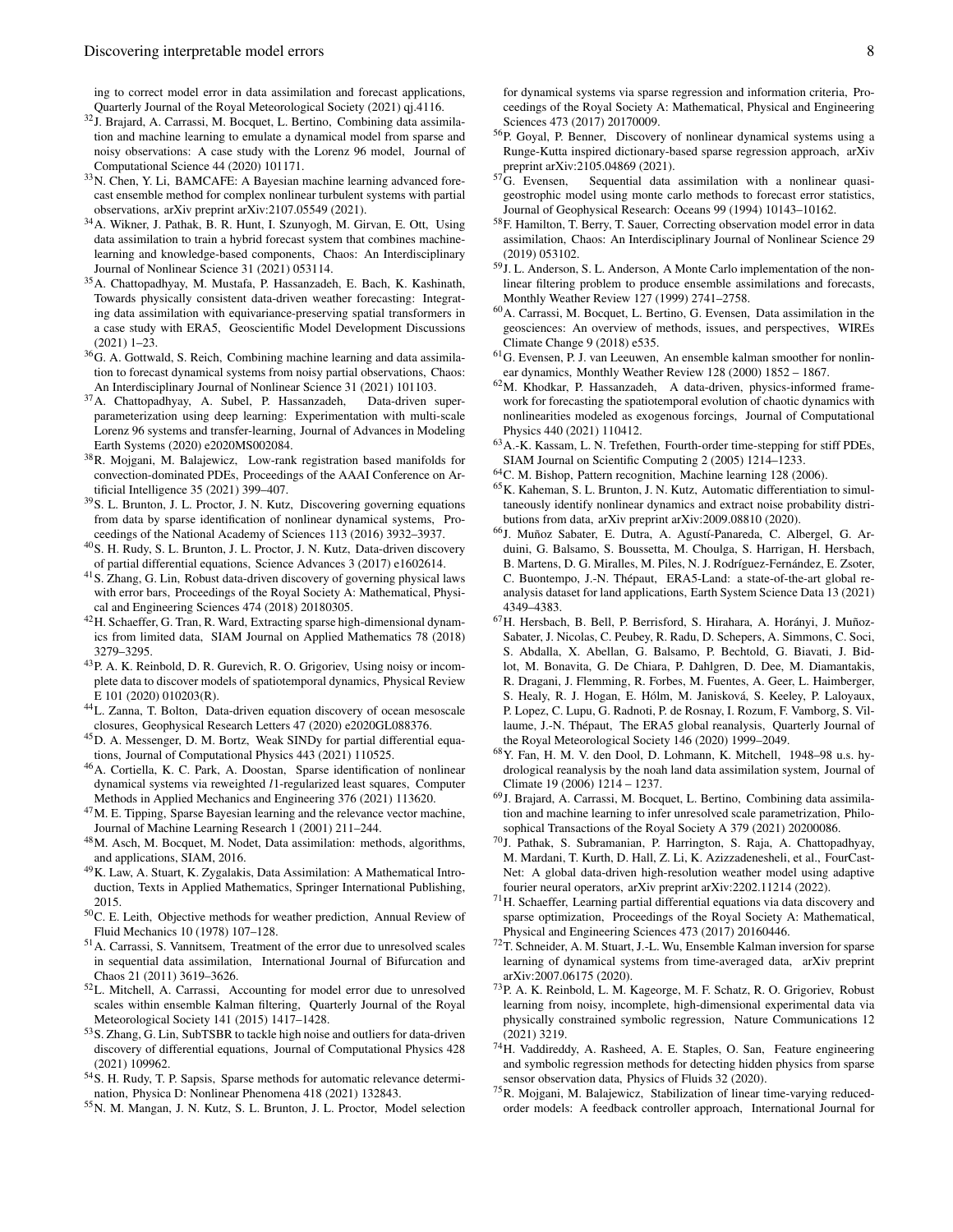ing to correct model error in data assimilation and forecast applications, Quarterly Journal of the Royal Meteorological Society (2021) qj.4116.

[32] J. Brajard, A. Carrassi, M. Bocquet, L. Bertino, Combining data assimilation and machine learning to emulate a dynamical model from sparse and noisy observations: A case study with the Lorenz 96 model, Journal of Computational Science 44 (2020) 101171.

[33] N. Chen, Y. Li, BAMCAFE: A Bayesian machine learning advanced forecast ensemble method for complex nonlinear turbulent systems with partial observations, arXiv preprint arXiv:2107.05549 (2021).

[34] A. Wikner, J. Pathak, B. R. Hunt, I. Szunyogh, M. Girvan, E. Ott, Using data assimilation to train a hybrid forecast system that combines machine-learning and knowledge-based components, Chaos: An Interdisciplinary Journal of Nonlinear Science 31 (2021) 053114.

[35] A. Chattopadhyay, M. Mustafa, P. Hassanzadeh, E. Bach, K. Kashinath, Towards physically consistent data-driven weather forecasting: Integrating data assimilation with equivariance-preserving spatial transformers in a case study with ERA5, Geoscientific Model Development Discussions (2021) 1–23.

[36] G. A. Gottwald, S. Reich, Combining machine learning and data assimilation to forecast dynamical systems from noisy partial observations, Chaos: An Interdisciplinary Journal of Nonlinear Science 31 (2021) 101103.

[37] A. Chattopadhyay, A. Subel, P. Hassanzadeh, Data-driven superparameterization using deep learning: Experimentation with multi-scale Lorenz 96 systems and transfer-learning, Journal of Advances in Modeling Earth Systems (2020) e2020MS002084.

[38] R. Mojgani, M. Balajewicz, Low-rank registration based manifolds for convection-dominated PDEs, Proceedings of the AAAI Conference on Artificial Intelligence 35 (2021) 399–407.

[39] S. L. Brunton, J. L. Proctor, J. N. Kutz, Discovering governing equations from data by sparse identification of nonlinear dynamical systems, Proceedings of the National Academy of Sciences 113 (2016) 3932–3937.

[40] S. H. Rudy, S. L. Brunton, J. L. Proctor, J. N. Kutz, Data-driven discovery of partial differential equations, Science Advances 3 (2017) e1602614.

[41] S. Zhang, G. Lin, Robust data-driven discovery of governing physical laws with error bars, Proceedings of the Royal Society A: Mathematical, Physical and Engineering Sciences 474 (2018) 20180305.

[42] H. Schaeffer, G. Tran, R. Ward, Extracting sparse high-dimensional dynamics from limited data, SIAM Journal on Applied Mathematics 78 (2018) 3279–3295.

[43] P. A. K. Reinbold, D. R. Gurevich, R. O. Grigoriev, Using noisy or incomplete data to discover models of spatiotemporal dynamics, Physical Review E 101 (2020) 010203(R).

[44] L. Zanna, T. Bolton, Data-driven equation discovery of ocean mesoscale closures, Geophysical Research Letters 47 (2020) e2020GL088376.

[45] D. A. Messenger, D. M. Bortz, Weak SINDy for partial differential equations, Journal of Computational Physics 443 (2021) 110525.

[46] A. Cortiella, K. C. Park, A. Doostan, Sparse identification of nonlinear dynamical systems via reweighted $l1$-regularized least squares, Computer Methods in Applied Mechanics and Engineering 376 (2021) 113620.

[47] M. E. Tipping, Sparse Bayesian learning and the relevance vector machine, Journal of Machine Learning Research 1 (2001) 211–244.

[48] M. Asch, M. Bocquet, M. Nodet, Data assimilation: methods, algorithms, and applications, SIAM, 2016.

[49] K. Law, A. Stuart, K. Zygalakis, Data Assimilation: A Mathematical Introduction, Texts in Applied Mathematics, Springer International Publishing, 2015.

[50] C. E. Leith, Objective methods for weather prediction, Annual Review of Fluid Mechanics 10 (1978) 107–128.

[51] A. Carrassi, S. Vannitsem, Treatment of the error due to unresolved scales in sequential data assimilation, International Journal of Bifurcation and Chaos 21 (2011) 3619–3626.

[52] L. Mitchell, A. Carrassi, Accounting for model error due to unresolved scales within ensemble Kalman filtering, Quarterly Journal of the Royal Meteorological Society 141 (2015) 1417–1428.

[53] S. Zhang, G. Lin, SubTSBR to tackle high noise and outliers for data-driven discovery of differential equations, Journal of Computational Physics 428 (2021) 109962.

[54] S. H. Rudy, T. P. Sapsis, Sparse methods for automatic relevance determination, Physica D: Nonlinear Phenomena 418 (2021) 132843.

[55] N. M. Mangan, J. N. Kutz, S. L. Brunton, J. L. Proctor, Model selection for dynamical systems via sparse regression and information criteria, Proceedings of the Royal Society A: Mathematical, Physical and Engineering Sciences 473 (2017) 20170009.

[56] P. Goyal, P. Benner, Discovery of nonlinear dynamical systems using a Runge-Kutta inspired dictionary-based sparse regression approach, arXiv preprint arXiv:2105.04869 (2021).

[57] G. Evensen, Sequential data assimilation with a nonlinear quasi-geostrophic model using monte carlo methods to forecast error statistics, Journal of Geophysical Research: Oceans 99 (1994) 10143–10162.

[58] F. Hamilton, T. Berry, T. Sauer, Correcting observation model error in data assimilation, Chaos: An Interdisciplinary Journal of Nonlinear Science 29 (2019) 053102.

[59] J. L. Anderson, S. L. Anderson, A Monte Carlo implementation of the nonlinear filtering problem to produce ensemble assimilations and forecasts, Monthly Weather Review 127 (1999) 2741–2758.

[60] A. Carrassi, M. Bocquet, L. Bertino, G. Evensen, Data assimilation in the geosciences: An overview of methods, issues, and perspectives, WIREs Climate Change 9 (2018) e535.

[61] G. Evensen, P. J. van Leeuwen, An ensemble kalman smoother for nonlinear dynamics, Monthly Weather Review 128 (2000) 1852 – 1867.

[62] M. Khodkar, P. Hassanzadeh, A data-driven, physics-informed framework for forecasting the spatiotemporal evolution of chaotic dynamics with nonlinearities modeled as exogenous forcings, Journal of Computational Physics 440 (2021) 110412.

[63] A.-K. Kassam, L. N. Trefethen, Fourth-order time-stepping for stiff PDEs, SIAM Journal on Scientific Computing 2 (2005) 1214–1233.

[64] C. M. Bishop, Pattern recognition, Machine learning 128 (2006).

[65] K. Kaheman, S. L. Brunton, J. N. Kutz, Automatic differentiation to simultaneously identify nonlinear dynamics and extract noise probability distributions from data, arXiv preprint arXiv:2009.08810 (2020).

[66] J. Muñoz Sabater, E. Dutra, A. Agustí-Panareda, C. Albergel, G. Arduini, G. Balsamo, S. Boussetta, M. Choulga, S. Harrigan, H. Hersbach, B. Martens, D. G. Miralles, M. Piles, N. J. Rodríguez-Fernández, E. Zsoter, C. Buontempo, J.-N. Thépaut, ERA5-Land: a state-of-the-art global reanalysis dataset for land applications, Earth System Science Data 13 (2021) 4349–4383.

[67] H. Hersbach, B. Bell, P. Berrisford, S. Hirahara, A. Horányi, J. Muñoz-Sabater, J. Nicolas, C. Peubey, R. Radu, D. Schepers, A. Simmons, C. Soci, S. Abdalla, X. Abellan, G. Balsamo, P. Bechtold, G. Biavati, J. Bidlot, M. Bonavita, G. De Chiara, P. Dahlgren, D. Dee, M. Diamantakis, R. Dragani, J. Flemming, R. Forbes, M. Fuentes, A. Geer, L. Haimberger, S. Healy, R. J. Hogan, E. Hólm, M. Janisková, S. Keeley, P. Laloyaux, P. Lopez, C. Lupu, G. Radnoti, P. de Rosnay, I. Rozum, F. Vamborg, S. Villaume, J.-N. Thépaut, The ERA5 global reanalysis, Quarterly Journal of the Royal Meteorological Society 146 (2020) 1999–2049.

[68] Y. Fan, H. M. V. den Dool, D. Lohmann, K. Mitchell, 1948–98 u.s. hydrological reanalysis by the noah land data assimilation system, Journal of Climate 19 (2006) 1214 – 1237.

[69] J. Brajard, A. Carrassi, M. Bocquet, L. Bertino, Combining data assimilation and machine learning to infer unresolved scale parametrization, Philosophical Transactions of the Royal Society A 379 (2021) 20200086.

[70] J. Pathak, S. Subramanian, P. Harrington, S. Raja, A. Chattopadhyay, M. Mardani, T. Kurth, D. Hall, Z. Li, K. Azizzadenesheli, et al., FourCastNet: A global data-driven high-resolution weather model using adaptive fourier neural operators, arXiv preprint arXiv:2202.11214 (2022).

[71] H. Schaeffer, Learning partial differential equations via data discovery and sparse optimization, Proceedings of the Royal Society A: Mathematical, Physical and Engineering Sciences 473 (2017) 20160446.

[72] T. Schneider, A. M. Stuart, J.-L. Wu, Ensemble Kalman inversion for sparse learning of dynamical systems from time-averaged data, arXiv preprint arXiv:2007.06175 (2020).

[73] P. A. K. Reinbold, L. M. Kageorge, M. F. Schatz, R. O. Grigoriev, Robust learning from noisy, incomplete, high-dimensional experimental data via physically constrained symbolic regression, Nature Communications 12 (2021) 3219.

[74] H. Vaddireddy, A. Rasheed, A. E. Staples, O. San, Feature engineering and symbolic regression methods for detecting hidden physics from sparse sensor observation data, Physics of Fluids 32 (2020).

[75] R. Mojgani, M. Balajewicz, Stabilization of linear time-varying reduced-order models: A feedback controller approach, International Journal for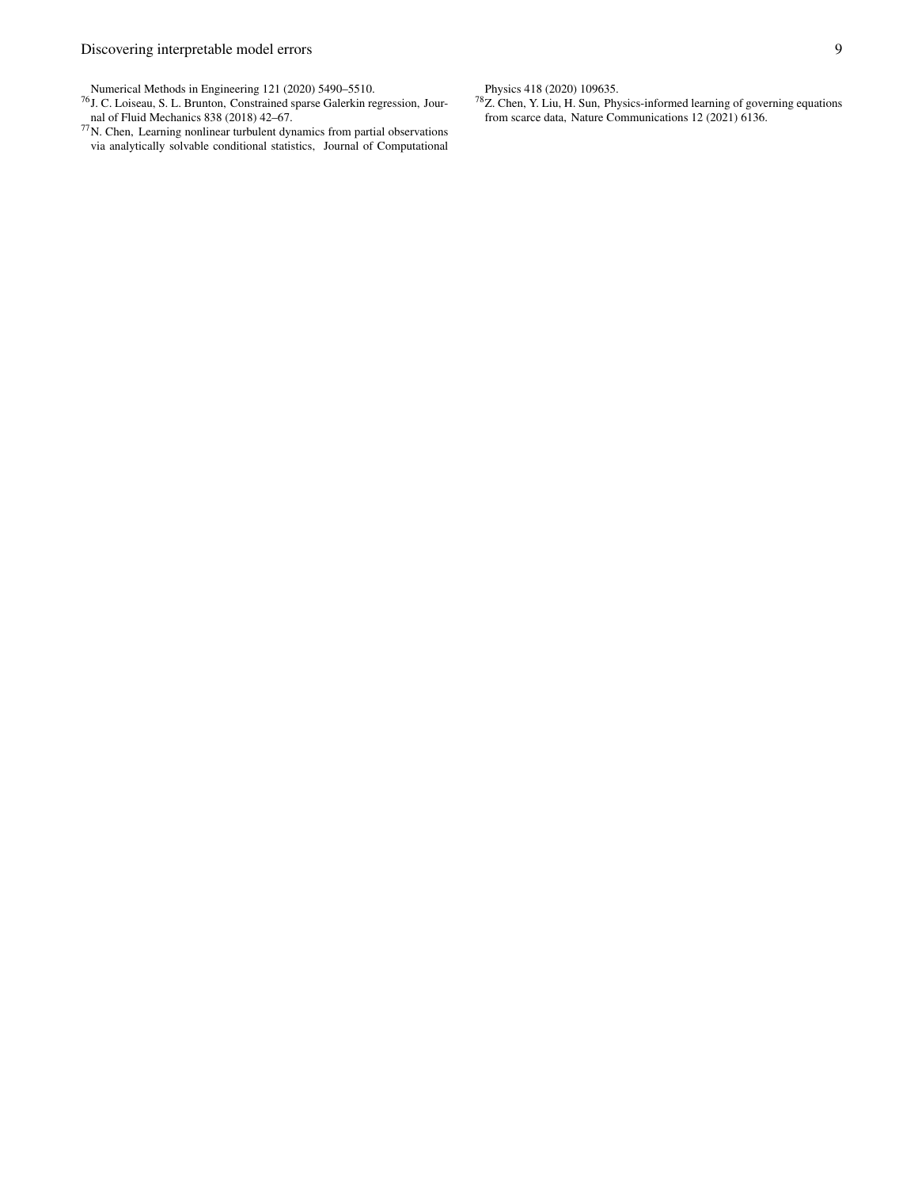Numerical Methods in Engineering 121 (2020) 5490–5510.

[76] J. C. Loiseau, S. L. Brunton, Constrained sparse Galerkin regression, Journal of Fluid Mechanics 838 (2018) 42–67.

[77] N. Chen, Learning nonlinear turbulent dynamics from partial observations via analytically solvable conditional statistics, Journal of Computational Physics 418 (2020) 109635.

[78] Z. Chen, Y. Liu, H. Sun, Physics-informed learning of governing equations from scarce data, Nature Communications 12 (2021) 6136.